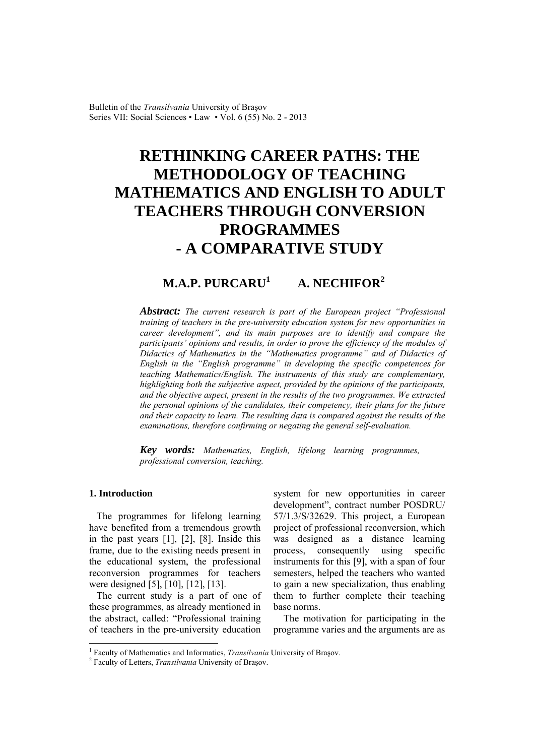# RETHINKING CAREER PATHS: THE METHODOLOGY OF TEACHING MATHEMATICS AND ENGLISH TO ADULT TEACHERS THROUGH CONVERSION PROGRAMMES - A COMPARATIVE STUDY

**M.A.P. PURCARU[1] A. NECHIFOR[2]**

***Abstract:*** *The current research is part of the European project "Professional training of teachers in the pre-university education system for new opportunities in career development", and its main purposes are to identify and compare the participants' opinions and results, in order to prove the efficiency of the modules of Didactics of Mathematics in the "Mathematics programme" and of Didactics of English in the "English programme" in developing the specific competences for teaching Mathematics/English. The instruments of this study are complementary, highlighting both the subjective aspect, provided by the opinions of the participants, and the objective aspect, present in the results of the two programmes. We extracted the personal opinions of the candidates, their competency, their plans for the future and their capacity to learn. The resulting data is compared against the results of the examinations, therefore confirming or negating the general self-evaluation.*

***Key words:*** *Mathematics, English, lifelong learning programmes, professional conversion, teaching.*

## 1. Introduction

The programmes for lifelong learning have benefited from a tremendous growth in the past years [1], [2], [8]. Inside this frame, due to the existing needs present in the educational system, the professional reconversion programmes for teachers were designed [5], [10], [12], [13].

The current study is a part of one of these programmes, as already mentioned in the abstract, called: "Professional training of teachers in the pre-university education system for new opportunities in career development", contract number POSDRU/ 57/1.3/S/32629. This project, a European project of professional reconversion, which was designed as a distance learning process, consequently using specific instruments for this [9], with a span of four semesters, helped the teachers who wanted to gain a new specialization, thus enabling them to further complete their teaching base norms.

The motivation for participating in the programme varies and the arguments are as

---

[1] Faculty of Mathematics and Informatics, *Transilvania* University of Braşov.

[2] Faculty of Letters, *Transilvania* University of Braşov.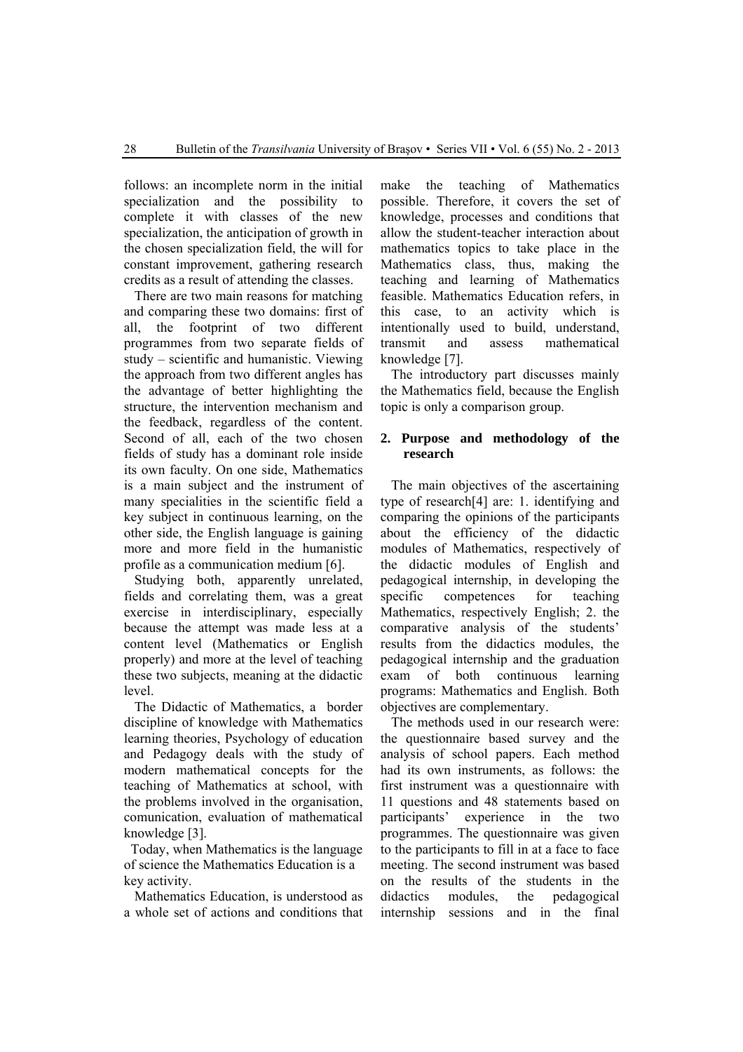follows: an incomplete norm in the initial specialization and the possibility to complete it with classes of the new specialization, the anticipation of growth in the chosen specialization field, the will for constant improvement, gathering research credits as a result of attending the classes.

There are two main reasons for matching and comparing these two domains: first of all, the footprint of two different programmes from two separate fields of study – scientific and humanistic. Viewing the approach from two different angles has the advantage of better highlighting the structure, the intervention mechanism and the feedback, regardless of the content. Second of all, each of the two chosen fields of study has a dominant role inside its own faculty. On one side, Mathematics is a main subject and the instrument of many specialities in the scientific field a key subject in continuous learning, on the other side, the English language is gaining more and more field in the humanistic profile as a communication medium [6].

Studying both, apparently unrelated, fields and correlating them, was a great exercise in interdisciplinary, especially because the attempt was made less at a content level (Mathematics or English properly) and more at the level of teaching these two subjects, meaning at the didactic level.

The Didactic of Mathematics, a border discipline of knowledge with Mathematics learning theories, Psychology of education and Pedagogy deals with the study of modern mathematical concepts for the teaching of Mathematics at school, with the problems involved in the organisation, comunication, evaluation of mathematical knowledge [3].

Today, when Mathematics is the language of science the Mathematics Education is a key activity.

Mathematics Education, is understood as a whole set of actions and conditions that make the teaching of Mathematics possible. Therefore, it covers the set of knowledge, processes and conditions that allow the student-teacher interaction about mathematics topics to take place in the Mathematics class, thus, making the teaching and learning of Mathematics feasible. Mathematics Education refers, in this case, to an activity which is intentionally used to build, understand, transmit and assess mathematical knowledge [7].

The introductory part discusses mainly the Mathematics field, because the English topic is only a comparison group.

## 2. Purpose and methodology of the research

The main objectives of the ascertaining type of research[4] are: 1. identifying and comparing the opinions of the participants about the efficiency of the didactic modules of Mathematics, respectively of the didactic modules of English and pedagogical internship, in developing the specific competences for teaching Mathematics, respectively English; 2. the comparative analysis of the students' results from the didactics modules, the pedagogical internship and the graduation exam of both continuous learning programs: Mathematics and English. Both objectives are complementary.

The methods used in our research were: the questionnaire based survey and the analysis of school papers. Each method had its own instruments, as follows: the first instrument was a questionnaire with 11 questions and 48 statements based on participants' experience in the two programmes. The questionnaire was given to the participants to fill in at a face to face meeting. The second instrument was based on the results of the students in the didactics modules, the pedagogical internship sessions and in the final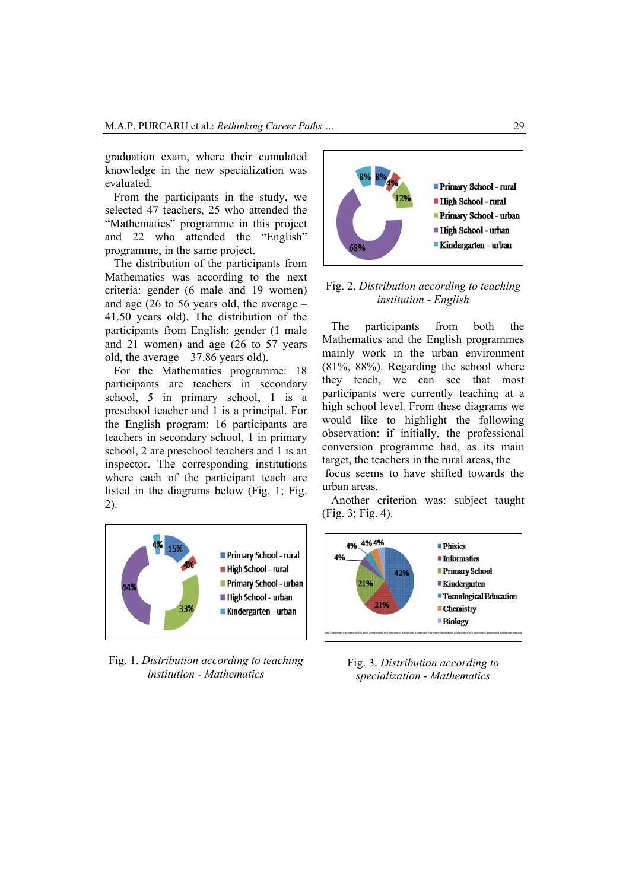graduation exam, where their cumulated knowledge in the new specialization was evaluated.

From the participants in the study, we selected 47 teachers, 25 who attended the "Mathematics" programme in this project and 22 who attended the "English" programme, in the same project.

The distribution of the participants from Mathematics was according to the next criteria: gender (6 male and 19 women) and age (26 to 56 years old, the average – 41.50 years old). The distribution of the participants from English: gender (1 male and 21 women) and age (26 to 57 years old, the average – 37.86 years old).

For the Mathematics programme: 18 participants are teachers in secondary school, 5 in primary school, 1 is a preschool teacher and 1 is a principal. For the English program: 16 participants are teachers in secondary school, 1 in primary school, 2 are preschool teachers and 1 is an inspector. The corresponding institutions where each of the participant teach are listed in the diagrams below (Fig. 1; Fig. 2).

Fig. 1. *Distribution according to teaching institution - Mathematics*

Fig. 2. *Distribution according to teaching institution - English*

The participants from both the Mathematics and the English programmes mainly work in the urban environment (81%, 88%). Regarding the school where they teach, we can see that most participants were currently teaching at a high school level. From these diagrams we would like to highlight the following observation: if initially, the professional conversion programme had, as its main target, the teachers in the rural areas, the focus seems to have shifted towards the urban areas.

Another criterion was: subject taught (Fig. 3; Fig. 4).

Fig. 3. *Distribution according to specialization - Mathematics*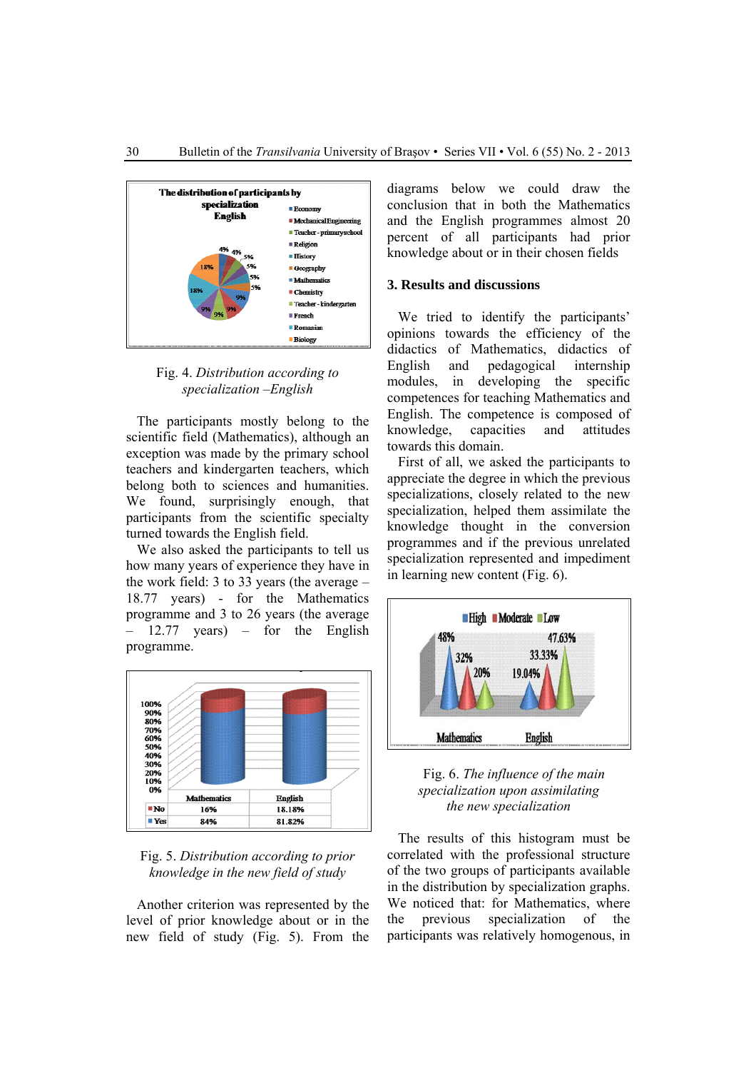Fig. 4. *Distribution according to specialization –English*

The participants mostly belong to the scientific field (Mathematics), although an exception was made by the primary school teachers and kindergarten teachers, which belong both to sciences and humanities. We found, surprisingly enough, that participants from the scientific specialty turned towards the English field.

We also asked the participants to tell us how many years of experience they have in the work field: 3 to 33 years (the average – 18.77 years) - for the Mathematics programme and 3 to 26 years (the average – 12.77 years) – for the English programme.

| | Mathematics | English |
|---|---|---|
| No | 16% | 18.18% |
| Yes | 84% | 81.82% |

Fig. 5. *Distribution according to prior knowledge in the new field of study*

Another criterion was represented by the level of prior knowledge about or in the new field of study (Fig. 5). From the diagrams below we could draw the conclusion that in both the Mathematics and the English programmes almost 20 percent of all participants had prior knowledge about or in their chosen fields

## 3. Results and discussions

We tried to identify the participants' opinions towards the efficiency of the didactics of Mathematics, didactics of English and pedagogical internship modules, in developing the specific competences for teaching Mathematics and English. The competence is composed of knowledge, capacities and attitudes towards this domain.

First of all, we asked the participants to appreciate the degree in which the previous specializations, closely related to the new specialization, helped them assimilate the knowledge thought in the conversion programmes and if the previous unrelated specialization represented and impediment in learning new content (Fig. 6).

Fig. 6. *The influence of the main specialization upon assimilating the new specialization*

The results of this histogram must be correlated with the professional structure of the two groups of participants available in the distribution by specialization graphs. We noticed that: for Mathematics, where the previous specialization of the participants was relatively homogenous, in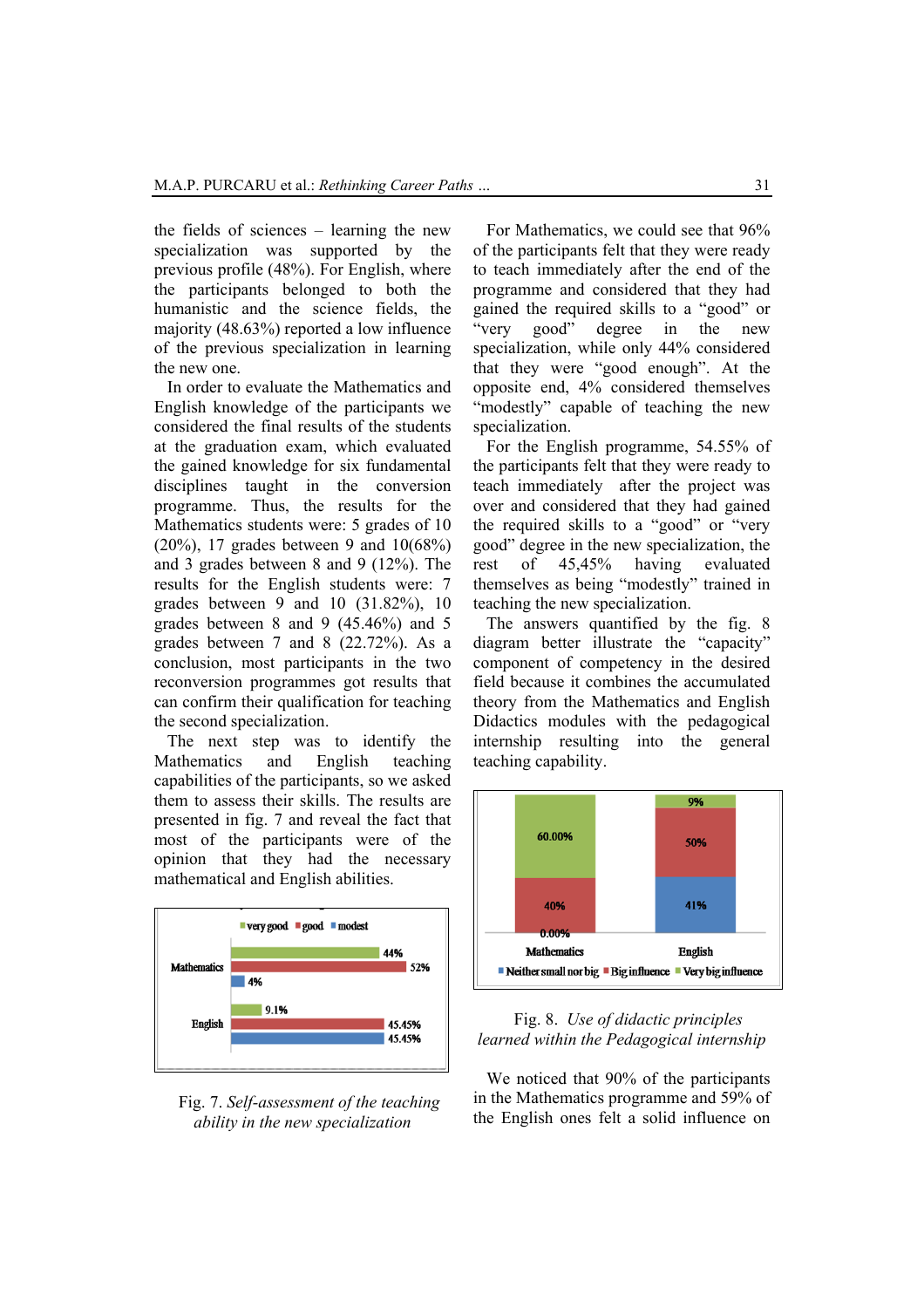the fields of sciences – learning the new specialization was supported by the previous profile (48%). For English, where the participants belonged to both the humanistic and the science fields, the majority (48.63%) reported a low influence of the previous specialization in learning the new one.

In order to evaluate the Mathematics and English knowledge of the participants we considered the final results of the students at the graduation exam, which evaluated the gained knowledge for six fundamental disciplines taught in the conversion programme. Thus, the results for the Mathematics students were: 5 grades of 10 (20%), 17 grades between 9 and 10(68%) and 3 grades between 8 and 9 (12%). The results for the English students were: 7 grades between 9 and 10 (31.82%), 10 grades between 8 and 9 (45.46%) and 5 grades between 7 and 8 (22.72%). As a conclusion, most participants in the two reconversion programmes got results that can confirm their qualification for teaching the second specialization.

The next step was to identify the Mathematics and English teaching capabilities of the participants, so we asked them to assess their skills. The results are presented in fig. 7 and reveal the fact that most of the participants were of the opinion that they had the necessary mathematical and English abilities.

Fig. 7. *Self-assessment of the teaching ability in the new specialization*

For Mathematics, we could see that 96% of the participants felt that they were ready to teach immediately after the end of the programme and considered that they had gained the required skills to a "good" or "very good" degree in the new specialization, while only 44% considered that they were "good enough". At the opposite end, 4% considered themselves "modestly" capable of teaching the new specialization.

For the English programme, 54.55% of the participants felt that they were ready to teach immediately after the project was over and considered that they had gained the required skills to a "good" or "very good" degree in the new specialization, the rest of 45,45% having evaluated themselves as being "modestly" trained in teaching the new specialization.

The answers quantified by the fig. 8 diagram better illustrate the "capacity" component of competency in the desired field because it combines the accumulated theory from the Mathematics and English Didactics modules with the pedagogical internship resulting into the general teaching capability.

Fig. 8. *Use of didactic principles learned within the Pedagogical internship*

We noticed that 90% of the participants in the Mathematics programme and 59% of the English ones felt a solid influence on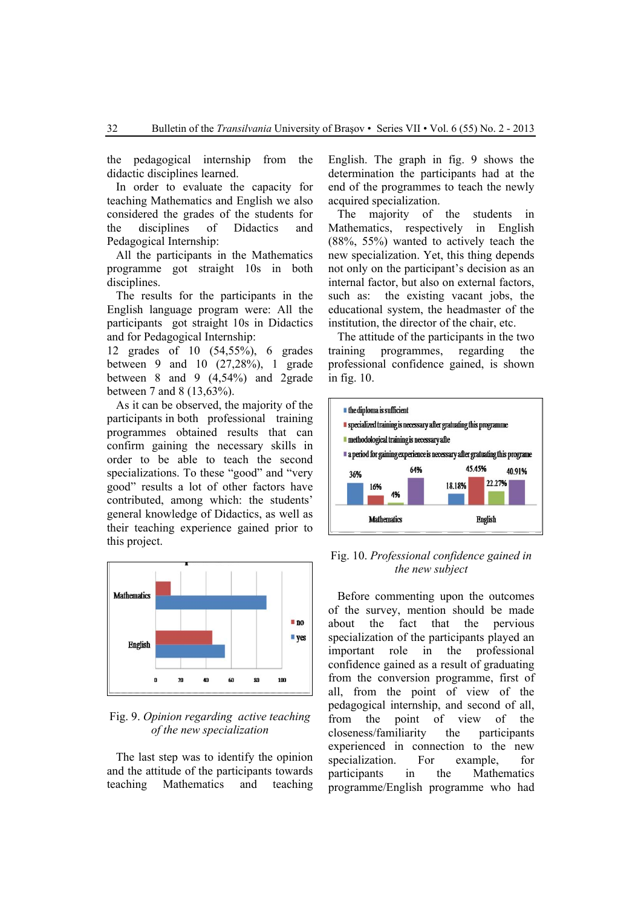the pedagogical internship from the didactic disciplines learned.

In order to evaluate the capacity for teaching Mathematics and English we also considered the grades of the students for the disciplines of Didactics and Pedagogical Internship:

All the participants in the Mathematics programme got straight 10s in both disciplines.

The results for the participants in the English language program were: All the participants got straight 10s in Didactics and for Pedagogical Internship:

12 grades of 10 (54,55%), 6 grades between 9 and 10 (27,28%), 1 grade between 8 and 9 (4,54%) and 2grade between 7 and 8 (13,63%).

As it can be observed, the majority of the participants in both professional training programmes obtained results that can confirm gaining the necessary skills in order to be able to teach the second specializations. To these "good" and "very good" results a lot of other factors have contributed, among which: the students' general knowledge of Didactics, as well as their teaching experience gained prior to this project.

Fig. 9. *Opinion regarding active teaching of the new specialization*

The last step was to identify the opinion and the attitude of the participants towards teaching Mathematics and teaching English. The graph in fig. 9 shows the determination the participants had at the end of the programmes to teach the newly acquired specialization.

The majority of the students in Mathematics, respectively in English (88%, 55%) wanted to actively teach the new specialization. Yet, this thing depends not only on the participant's decision as an internal factor, but also on external factors, such as: the existing vacant jobs, the educational system, the headmaster of the institution, the director of the chair, etc.

The attitude of the participants in the two training programmes, regarding the professional confidence gained, is shown in fig. 10.

Fig. 10. *Professional confidence gained in the new subject*

Before commenting upon the outcomes of the survey, mention should be made about the fact that the pervious specialization of the participants played an important role in the professional confidence gained as a result of graduating from the conversion programme, first of all, from the point of view of the pedagogical internship, and second of all, from the point of view of the closeness/familiarity the participants experienced in connection to the new specialization. For example, for participants in the Mathematics programme/English programme who had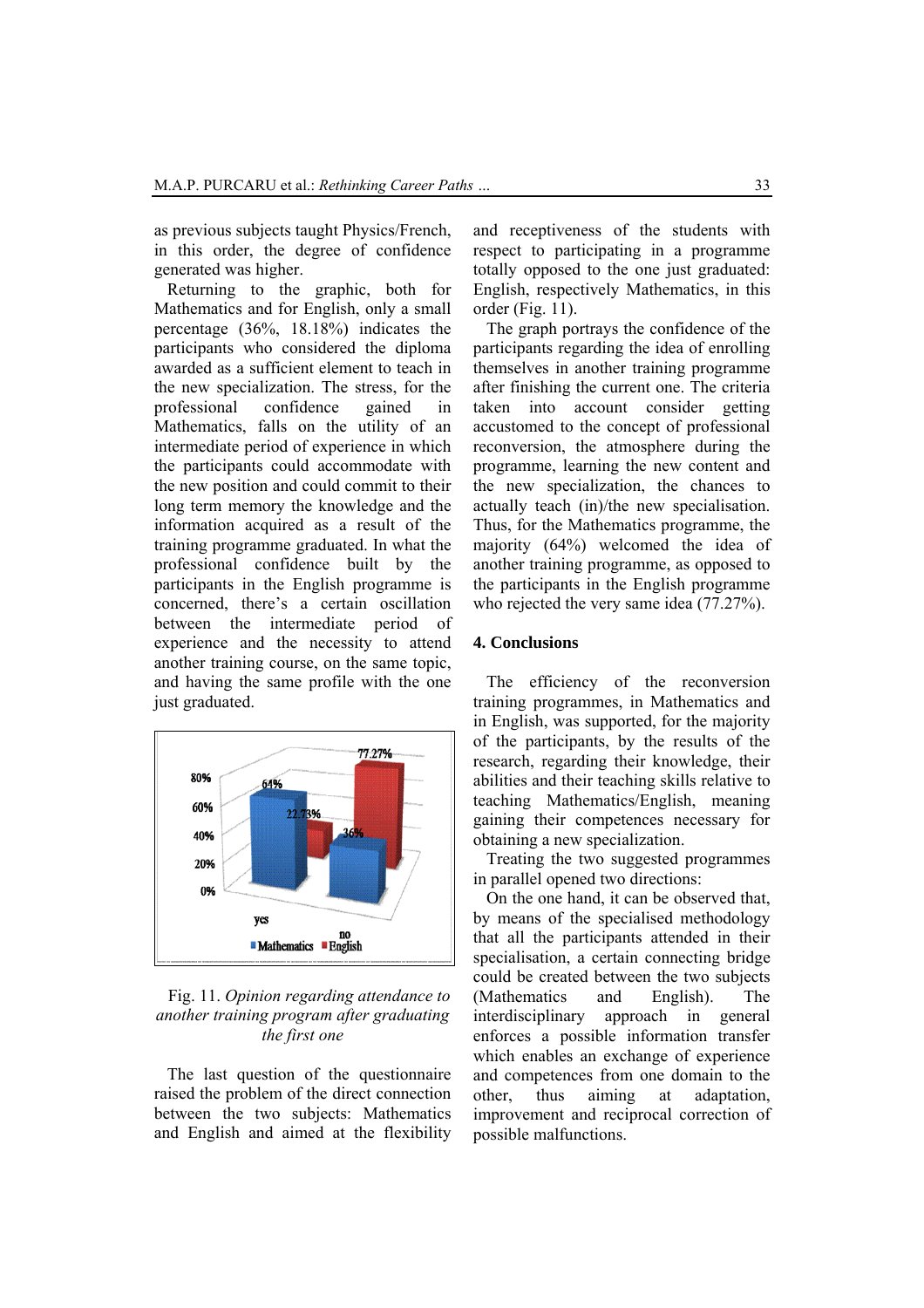as previous subjects taught Physics/French, in this order, the degree of confidence generated was higher.

Returning to the graphic, both for Mathematics and for English, only a small percentage (36%, 18.18%) indicates the participants who considered the diploma awarded as a sufficient element to teach in the new specialization. The stress, for the professional confidence gained in Mathematics, falls on the utility of an intermediate period of experience in which the participants could accommodate with the new position and could commit to their long term memory the knowledge and the information acquired as a result of the training programme graduated. In what the professional confidence built by the participants in the English programme is concerned, there's a certain oscillation between the intermediate period of experience and the necessity to attend another training course, on the same topic, and having the same profile with the one just graduated.

Fig. 11. *Opinion regarding attendance to another training program after graduating the first one*

The last question of the questionnaire raised the problem of the direct connection between the two subjects: Mathematics and English and aimed at the flexibility and receptiveness of the students with respect to participating in a programme totally opposed to the one just graduated: English, respectively Mathematics, in this order (Fig. 11).

The graph portrays the confidence of the participants regarding the idea of enrolling themselves in another training programme after finishing the current one. The criteria taken into account consider getting accustomed to the concept of professional reconversion, the atmosphere during the programme, learning the new content and the new specialization, the chances to actually teach (in)/the new specialisation. Thus, for the Mathematics programme, the majority (64%) welcomed the idea of another training programme, as opposed to the participants in the English programme who rejected the very same idea (77.27%).

## 4. Conclusions

The efficiency of the reconversion training programmes, in Mathematics and in English, was supported, for the majority of the participants, by the results of the research, regarding their knowledge, their abilities and their teaching skills relative to teaching Mathematics/English, meaning gaining their competences necessary for obtaining a new specialization.

Treating the two suggested programmes in parallel opened two directions:

On the one hand, it can be observed that, by means of the specialised methodology that all the participants attended in their specialisation, a certain connecting bridge could be created between the two subjects (Mathematics and English). The interdisciplinary approach in general enforces a possible information transfer which enables an exchange of experience and competences from one domain to the other, thus aiming at adaptation, improvement and reciprocal correction of possible malfunctions.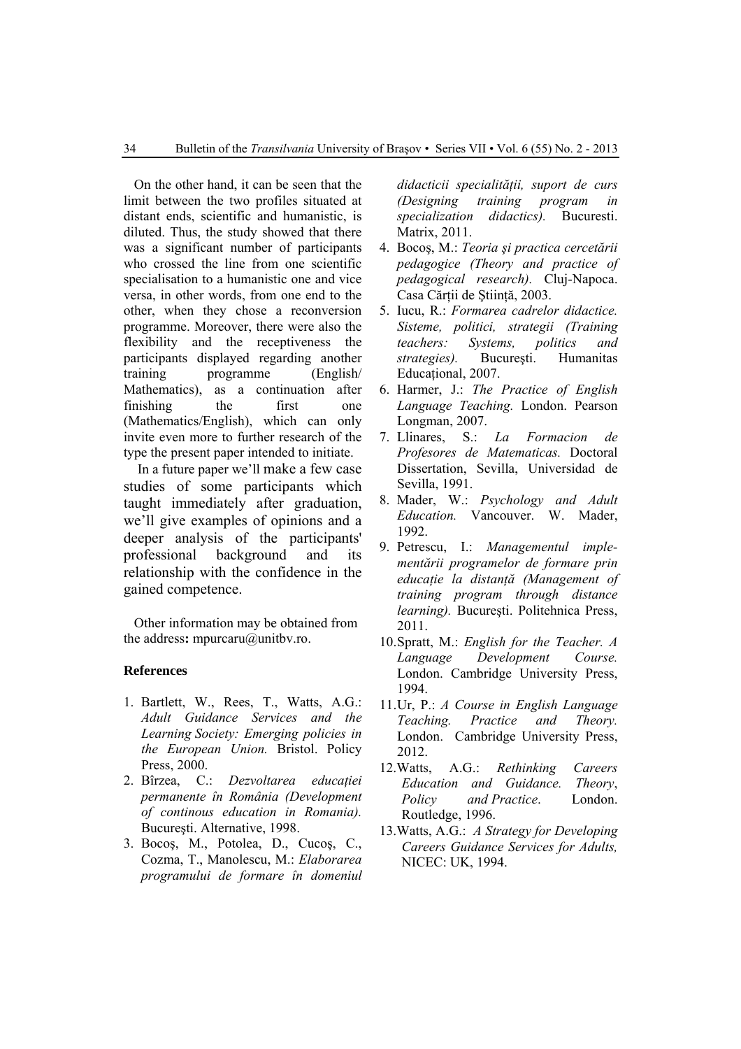On the other hand, it can be seen that the limit between the two profiles situated at distant ends, scientific and humanistic, is diluted. Thus, the study showed that there was a significant number of participants who crossed the line from one scientific specialisation to a humanistic one and vice versa, in other words, from one end to the other, when they chose a reconversion programme. Moreover, there were also the flexibility and the receptiveness the participants displayed regarding another training programme (English/ Mathematics), as a continuation after finishing the first one (Mathematics/English), which can only invite even more to further research of the type the present paper intended to initiate.

In a future paper we'll make a few case studies of some participants which taught immediately after graduation, we'll give examples of opinions and a deeper analysis of the participants' professional background and its relationship with the confidence in the gained competence.

Other information may be obtained from the address**:** mpurcaru@unitbv.ro.

## References

1. Bartlett, W., Rees, T., Watts, A.G.: *Adult Guidance Services and the Learning Society: Emerging policies in the European Union.* Bristol. Policy Press, 2000.
2. Bîrzea, C.: *Dezvoltarea educației permanente în România (Development of continous education in Romania).* Bucureşti. Alternative, 1998.
3. Bocoş, M., Potolea, D., Cucoş, C., Cozma, T., Manolescu, M.: *Elaborarea programului de formare în domeniul didacticii specialității, suport de curs (Designing training program in specialization didactics).* Bucuresti. Matrix, 2011.
4. Bocoş, M.: *Teoria şi practica cercetării pedagogice (Theory and practice of pedagogical research).* Cluj-Napoca. Casa Cărții de Știință, 2003.
5. Iucu, R.: *Formarea cadrelor didactice. Sisteme, politici, strategii (Training teachers: Systems, politics and strategies).* Bucureşti. Humanitas Educațional, 2007.
6. Harmer, J.: *The Practice of English Language Teaching.* London. Pearson Longman, 2007.
7. Llinares, S.: *La Formacion de Profesores de Matematicas.* Doctoral Dissertation, Sevilla, Universidad de Sevilla, 1991.
8. Mader, W.: *Psychology and Adult Education.* Vancouver. W. Mader, 1992.
9. Petrescu, I.: *Managementul implementării programelor de formare prin educație la distanță (Management of training program through distance learning).* Bucureşti. Politehnica Press, 2011.
10. Spratt, M.: *English for the Teacher. A Language Development Course.* London. Cambridge University Press, 1994.
11. Ur, P.: *A Course in English Language Teaching. Practice and Theory.* London. Cambridge University Press, 2012.
12. Watts, A.G.: *Rethinking Careers Education and Guidance. Theory, Policy and Practice.* London. Routledge, 1996.
13. Watts, A.G.: *A Strategy for Developing Careers Guidance Services for Adults,* NICEC: UK, 1994.